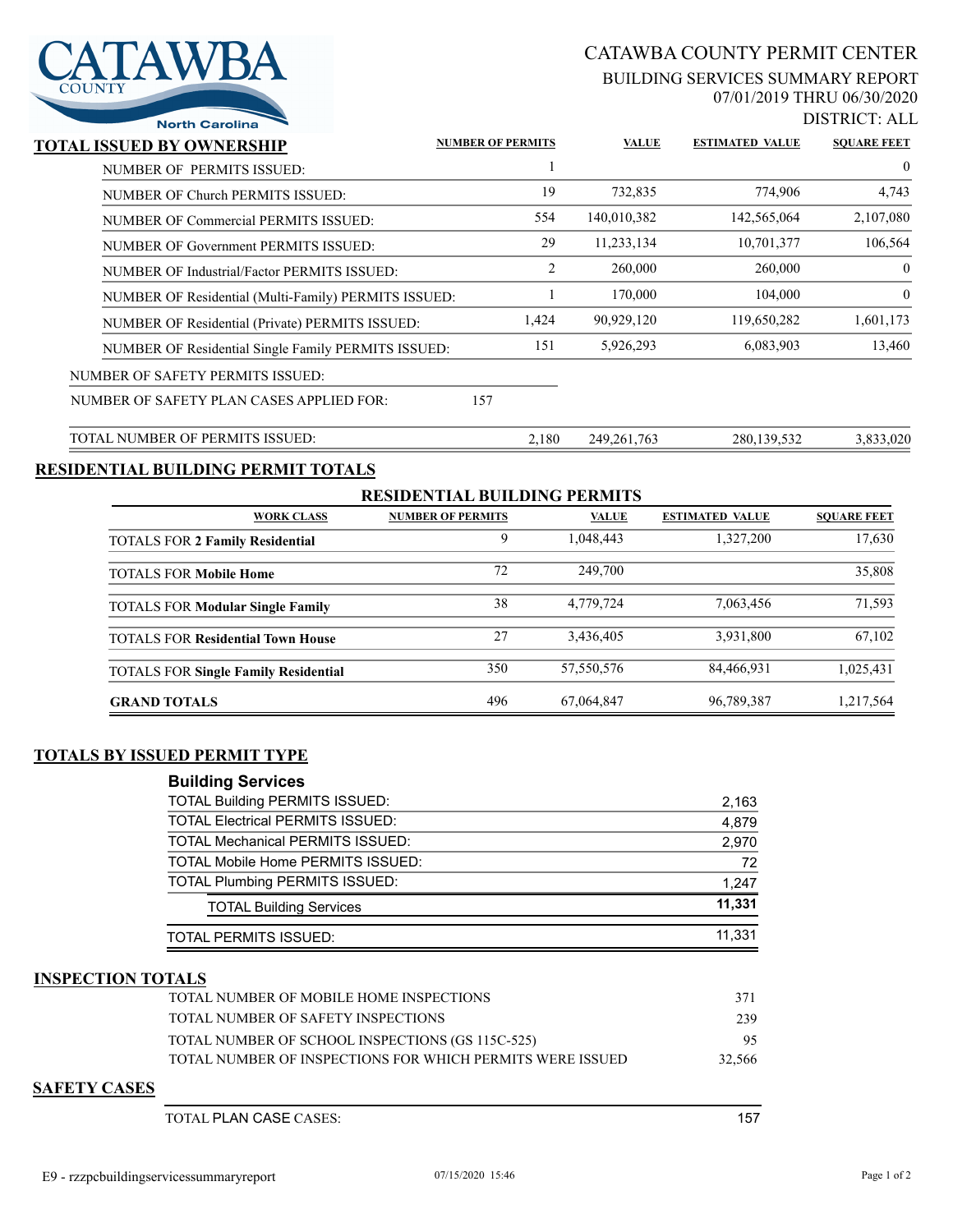CATAWBA COUNTY North Carolina

# CATAWBA COUNTY PERMIT CENTER

## BUILDING SERVICES SUMMARY REPORT

07/01/2019 THRU 06/30/2020

DISTRICT: ALL

## TOTAL ISSUED BY OWNERSHIP

| | NUMBER OF PERMITS | VALUE | ESTIMATED VALUE | SQUARE FEET |
|---|---|---|---|---|
| NUMBER OF PERMITS ISSUED: | 1 | | | 0 |
| NUMBER OF Church PERMITS ISSUED: | 19 | 732,835 | 774,906 | 4,743 |
| NUMBER OF Commercial PERMITS ISSUED: | 554 | 140,010,382 | 142,565,064 | 2,107,080 |
| NUMBER OF Government PERMITS ISSUED: | 29 | 11,233,134 | 10,701,377 | 106,564 |
| NUMBER OF Industrial/Factor PERMITS ISSUED: | 2 | 260,000 | 260,000 | 0 |
| NUMBER OF Residential (Multi-Family) PERMITS ISSUED: | 1 | 170,000 | 104,000 | 0 |
| NUMBER OF Residential (Private) PERMITS ISSUED: | 1,424 | 90,929,120 | 119,650,282 | 1,601,173 |
| NUMBER OF Residential Single Family PERMITS ISSUED: | 151 | 5,926,293 | 6,083,903 | 13,460 |
| NUMBER OF SAFETY PERMITS ISSUED: | | | | |
| NUMBER OF SAFETY PLAN CASES APPLIED FOR: | 157 | | | |
| TOTAL NUMBER OF PERMITS ISSUED: | 2,180 | 249,261,763 | 280,139,532 | 3,833,020 |

## RESIDENTIAL BUILDING PERMIT TOTALS

### RESIDENTIAL BUILDING PERMITS

| WORK CLASS | NUMBER OF PERMITS | VALUE | ESTIMATED VALUE | SQUARE FEET |
|---|---|---|---|---|
| TOTALS FOR **2 Family Residential** | 9 | 1,048,443 | 1,327,200 | 17,630 |
| TOTALS FOR **Mobile Home** | 72 | 249,700 | | 35,808 |
| TOTALS FOR **Modular Single Family** | 38 | 4,779,724 | 7,063,456 | 71,593 |
| TOTALS FOR **Residential Town House** | 27 | 3,436,405 | 3,931,800 | 67,102 |
| TOTALS FOR **Single Family Residential** | 350 | 57,550,576 | 84,466,931 | 1,025,431 |
| **GRAND TOTALS** | 496 | 67,064,847 | 96,789,387 | 1,217,564 |

## TOTALS BY ISSUED PERMIT TYPE

### Building Services

| | |
|---|---|
| TOTAL Building PERMITS ISSUED: | 2,163 |
| TOTAL Electrical PERMITS ISSUED: | 4,879 |
| TOTAL Mechanical PERMITS ISSUED: | 2,970 |
| TOTAL Mobile Home PERMITS ISSUED: | 72 |
| TOTAL Plumbing PERMITS ISSUED: | 1,247 |
| TOTAL Building Services | **11,331** |
| TOTAL PERMITS ISSUED: | 11,331 |

## INSPECTION TOTALS

| | |
|---|---|
| TOTAL NUMBER OF MOBILE HOME INSPECTIONS | 371 |
| TOTAL NUMBER OF SAFETY INSPECTIONS | 239 |
| TOTAL NUMBER OF SCHOOL INSPECTIONS (GS 115C-525) | 95 |
| TOTAL NUMBER OF INSPECTIONS FOR WHICH PERMITS WERE ISSUED | 32,566 |

## SAFETY CASES

| | |
|---|---|
| TOTAL PLAN CASE CASES: | 157 |

E9 - rzzpcbuildingservicessummaryreport 07/15/2020 15:46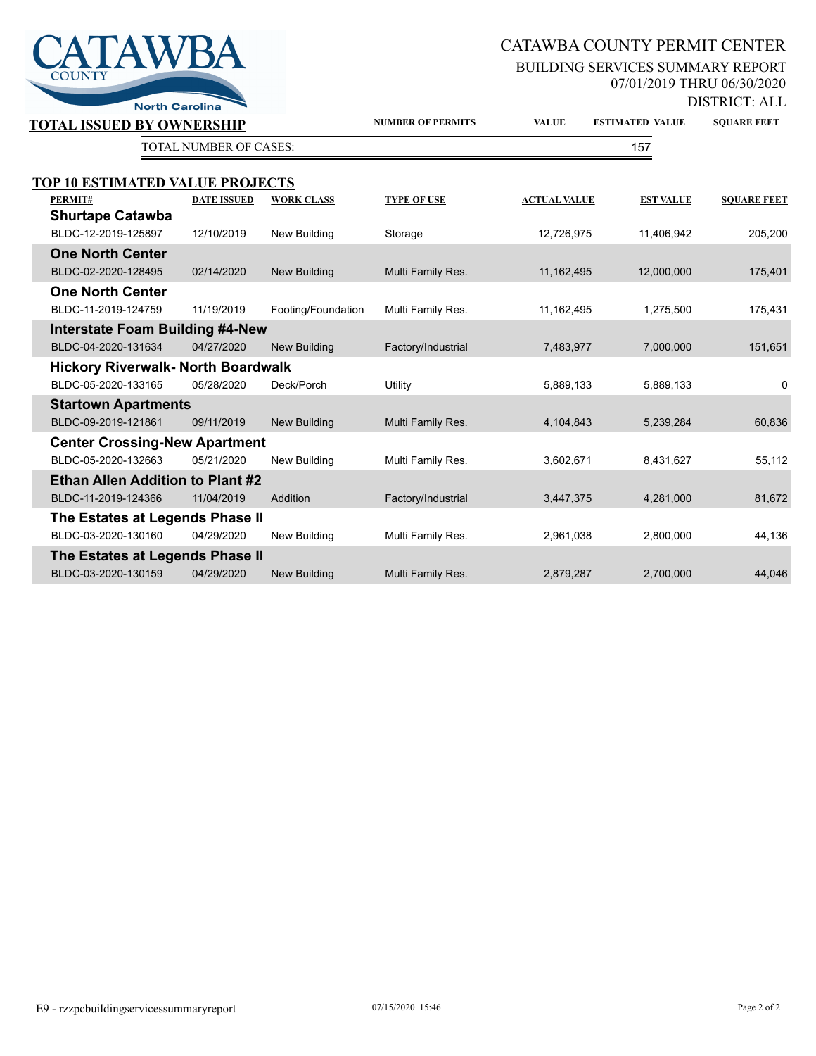CATAWBA COUNTY

North Carolina

CATAWBA COUNTY PERMIT CENTER

BUILDING SERVICES SUMMARY REPORT

07/01/2019 THRU 06/30/2020

DISTRICT: ALL

| TOTAL ISSUED BY OWNERSHIP | NUMBER OF PERMITS | VALUE | ESTIMATED VALUE | SQUARE FEET |
|---|---|---|---|---|
| TOTAL NUMBER OF CASES: | | | 157 | |

## TOP 10 ESTIMATED VALUE PROJECTS

| PERMIT# | DATE ISSUED | WORK CLASS | TYPE OF USE | ACTUAL VALUE | EST VALUE | SQUARE FEET |
|---|---|---|---|---|---|---|
| **Shurtape Catawba** | | | | | | |
| BLDC-12-2019-125897 | 12/10/2019 | New Building | Storage | 12,726,975 | 11,406,942 | 205,200 |
| **One North Center** | | | | | | |
| BLDC-02-2020-128495 | 02/14/2020 | New Building | Multi Family Res. | 11,162,495 | 12,000,000 | 175,401 |
| **One North Center** | | | | | | |
| BLDC-11-2019-124759 | 11/19/2019 | Footing/Foundation | Multi Family Res. | 11,162,495 | 1,275,500 | 175,431 |
| **Interstate Foam Building #4-New** | | | | | | |
| BLDC-04-2020-131634 | 04/27/2020 | New Building | Factory/Industrial | 7,483,977 | 7,000,000 | 151,651 |
| **Hickory Riverwalk- North Boardwalk** | | | | | | |
| BLDC-05-2020-133165 | 05/28/2020 | Deck/Porch | Utility | 5,889,133 | 5,889,133 | 0 |
| **Startown Apartments** | | | | | | |
| BLDC-09-2019-121861 | 09/11/2019 | New Building | Multi Family Res. | 4,104,843 | 5,239,284 | 60,836 |
| **Center Crossing-New Apartment** | | | | | | |
| BLDC-05-2020-132663 | 05/21/2020 | New Building | Multi Family Res. | 3,602,671 | 8,431,627 | 55,112 |
| **Ethan Allen Addition to Plant #2** | | | | | | |
| BLDC-11-2019-124366 | 11/04/2019 | Addition | Factory/Industrial | 3,447,375 | 4,281,000 | 81,672 |
| **The Estates at Legends Phase II** | | | | | | |
| BLDC-03-2020-130160 | 04/29/2020 | New Building | Multi Family Res. | 2,961,038 | 2,800,000 | 44,136 |
| **The Estates at Legends Phase II** | | | | | | |
| BLDC-03-2020-130159 | 04/29/2020 | New Building | Multi Family Res. | 2,879,287 | 2,700,000 | 44,046 |

E9 - rzzpcbuildingservicessummaryreport 07/15/2020 15:46